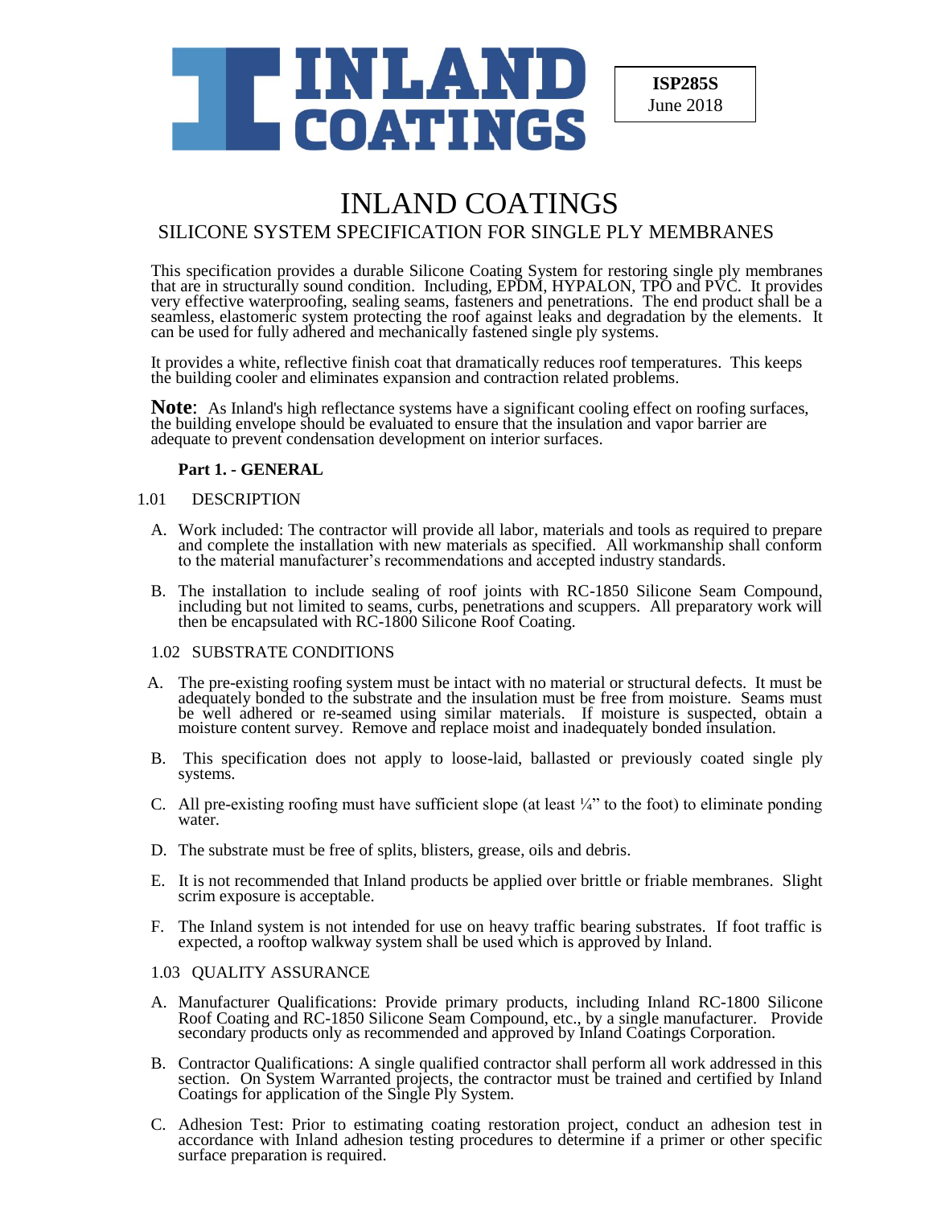**INLAND COATINGS**

**ISP285S**
June 2018

# INLAND COATINGS

## SILICONE SYSTEM SPECIFICATION FOR SINGLE PLY MEMBRANES

This specification provides a durable Silicone Coating System for restoring single ply membranes that are in structurally sound condition. Including, EPDM, HYPALON, TPO and PVC. It provides very effective waterproofing, sealing seams, fasteners and penetrations. The end product shall be a seamless, elastomeric system protecting the roof against leaks and degradation by the elements. It can be used for fully adhered and mechanically fastened single ply systems.

It provides a white, reflective finish coat that dramatically reduces roof temperatures. This keeps the building cooler and eliminates expansion and contraction related problems.

**Note**: As Inland's high reflectance systems have a significant cooling effect on roofing surfaces, the building envelope should be evaluated to ensure that the insulation and vapor barrier are adequate to prevent condensation development on interior surfaces.

### Part 1. - GENERAL

1.01 DESCRIPTION

A. Work included: The contractor will provide all labor, materials and tools as required to prepare and complete the installation with new materials as specified. All workmanship shall conform to the material manufacturer's recommendations and accepted industry standards.

B. The installation to include sealing of roof joints with RC-1850 Silicone Seam Compound, including but not limited to seams, curbs, penetrations and scuppers. All preparatory work will then be encapsulated with RC-1800 Silicone Roof Coating.

1.02 SUBSTRATE CONDITIONS

A. The pre-existing roofing system must be intact with no material or structural defects. It must be adequately bonded to the substrate and the insulation must be free from moisture. Seams must be well adhered or re-seamed using similar materials. If moisture is suspected, obtain a moisture content survey. Remove and replace moist and inadequately bonded insulation.

B. This specification does not apply to loose-laid, ballasted or previously coated single ply systems.

C. All pre-existing roofing must have sufficient slope (at least ¼" to the foot) to eliminate ponding water.

D. The substrate must be free of splits, blisters, grease, oils and debris.

E. It is not recommended that Inland products be applied over brittle or friable membranes. Slight scrim exposure is acceptable.

F. The Inland system is not intended for use on heavy traffic bearing substrates. If foot traffic is expected, a rooftop walkway system shall be used which is approved by Inland.

1.03 QUALITY ASSURANCE

A. Manufacturer Qualifications: Provide primary products, including Inland RC-1800 Silicone Roof Coating and RC-1850 Silicone Seam Compound, etc., by a single manufacturer. Provide secondary products only as recommended and approved by Inland Coatings Corporation.

B. Contractor Qualifications: A single qualified contractor shall perform all work addressed in this section. On System Warranted projects, the contractor must be trained and certified by Inland Coatings for application of the Single Ply System.

C. Adhesion Test: Prior to estimating coating restoration project, conduct an adhesion test in accordance with Inland adhesion testing procedures to determine if a primer or other specific surface preparation is required.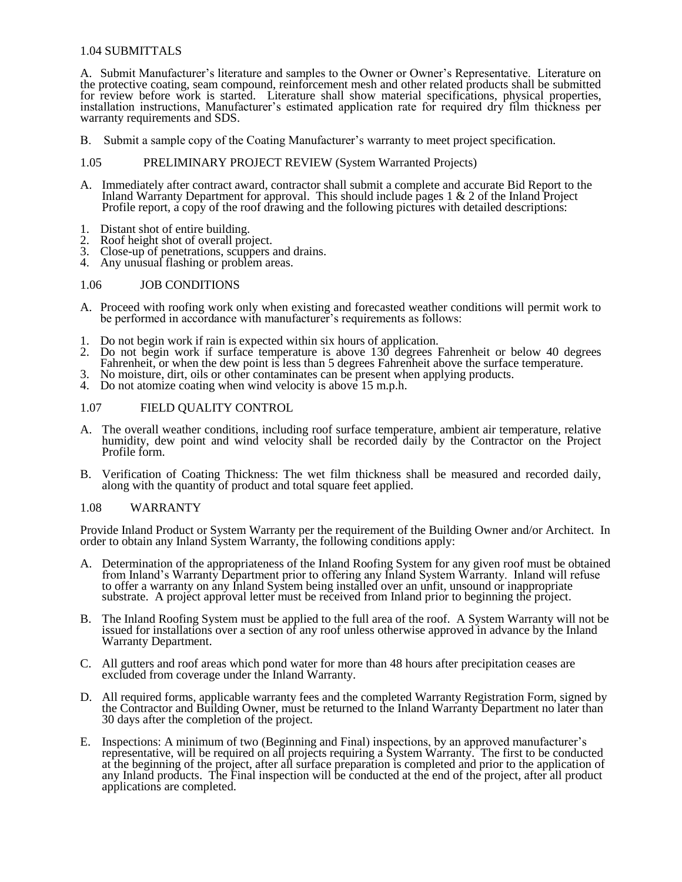## 1.04 SUBMITTALS

A. Submit Manufacturer's literature and samples to the Owner or Owner's Representative. Literature on the protective coating, seam compound, reinforcement mesh and other related products shall be submitted for review before work is started. Literature shall show material specifications, physical properties, installation instructions, Manufacturer's estimated application rate for required dry film thickness per warranty requirements and SDS.

B. Submit a sample copy of the Coating Manufacturer's warranty to meet project specification.

## 1.05 PRELIMINARY PROJECT REVIEW (System Warranted Projects)

A. Immediately after contract award, contractor shall submit a complete and accurate Bid Report to the Inland Warranty Department for approval. This should include pages 1 & 2 of the Inland Project Profile report, a copy of the roof drawing and the following pictures with detailed descriptions:

1. Distant shot of entire building.
2. Roof height shot of overall project.
3. Close-up of penetrations, scuppers and drains.
4. Any unusual flashing or problem areas.

## 1.06 JOB CONDITIONS

A. Proceed with roofing work only when existing and forecasted weather conditions will permit work to be performed in accordance with manufacturer's requirements as follows:

1. Do not begin work if rain is expected within six hours of application.
2. Do not begin work if surface temperature is above 130 degrees Fahrenheit or below 40 degrees Fahrenheit, or when the dew point is less than 5 degrees Fahrenheit above the surface temperature.
3. No moisture, dirt, oils or other contaminates can be present when applying products.
4. Do not atomize coating when wind velocity is above 15 m.p.h.

## 1.07 FIELD QUALITY CONTROL

A. The overall weather conditions, including roof surface temperature, ambient air temperature, relative humidity, dew point and wind velocity shall be recorded daily by the Contractor on the Project Profile form.

B. Verification of Coating Thickness: The wet film thickness shall be measured and recorded daily, along with the quantity of product and total square feet applied.

## 1.08 WARRANTY

Provide Inland Product or System Warranty per the requirement of the Building Owner and/or Architect. In order to obtain any Inland System Warranty, the following conditions apply:

A. Determination of the appropriateness of the Inland Roofing System for any given roof must be obtained from Inland's Warranty Department prior to offering any Inland System Warranty. Inland will refuse to offer a warranty on any Inland System being installed over an unfit, unsound or inappropriate substrate. A project approval letter must be received from Inland prior to beginning the project.

B. The Inland Roofing System must be applied to the full area of the roof. A System Warranty will not be issued for installations over a section of any roof unless otherwise approved in advance by the Inland Warranty Department.

C. All gutters and roof areas which pond water for more than 48 hours after precipitation ceases are excluded from coverage under the Inland Warranty.

D. All required forms, applicable warranty fees and the completed Warranty Registration Form, signed by the Contractor and Building Owner, must be returned to the Inland Warranty Department no later than 30 days after the completion of the project.

E. Inspections: A minimum of two (Beginning and Final) inspections, by an approved manufacturer's representative, will be required on all projects requiring a System Warranty. The first to be conducted at the beginning of the project, after all surface preparation is completed and prior to the application of any Inland products. The Final inspection will be conducted at the end of the project, after all product applications are completed.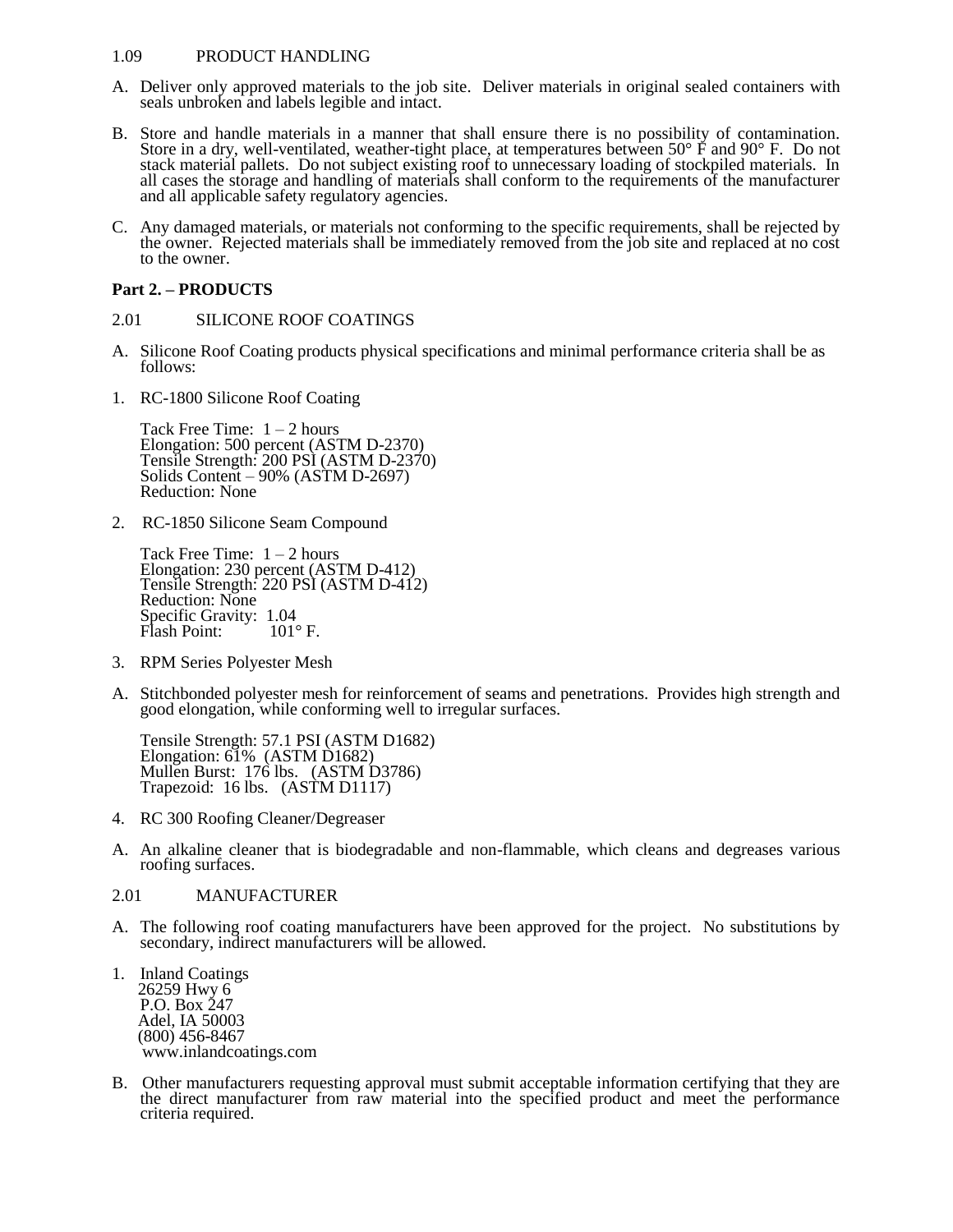1.09 PRODUCT HANDLING

A. Deliver only approved materials to the job site. Deliver materials in original sealed containers with seals unbroken and labels legible and intact.

B. Store and handle materials in a manner that shall ensure there is no possibility of contamination. Store in a dry, well-ventilated, weather-tight place, at temperatures between 50° F and 90° F. Do not stack material pallets. Do not subject existing roof to unnecessary loading of stockpiled materials. In all cases the storage and handling of materials shall conform to the requirements of the manufacturer and all applicable safety regulatory agencies.

C. Any damaged materials, or materials not conforming to the specific requirements, shall be rejected by the owner. Rejected materials shall be immediately removed from the job site and replaced at no cost to the owner.

**Part 2. – PRODUCTS**

2.01 SILICONE ROOF COATINGS

A. Silicone Roof Coating products physical specifications and minimal performance criteria shall be as follows:

1. RC-1800 Silicone Roof Coating

   Tack Free Time: 1 – 2 hours
   Elongation: 500 percent (ASTM D-2370)
   Tensile Strength: 200 PSI (ASTM D-2370)
   Solids Content – 90% (ASTM D-2697)
   Reduction: None

2. RC-1850 Silicone Seam Compound

   Tack Free Time: 1 – 2 hours
   Elongation: 230 percent (ASTM D-412)
   Tensile Strength: 220 PSI (ASTM D-412)
   Reduction: None
   Specific Gravity: 1.04
   Flash Point: 101° F.

3. RPM Series Polyester Mesh

A. Stitchbonded polyester mesh for reinforcement of seams and penetrations. Provides high strength and good elongation, while conforming well to irregular surfaces.

   Tensile Strength: 57.1 PSI (ASTM D1682)
   Elongation: 61% (ASTM D1682)
   Mullen Burst: 176 lbs. (ASTM D3786)
   Trapezoid: 16 lbs. (ASTM D1117)

4. RC 300 Roofing Cleaner/Degreaser

A. An alkaline cleaner that is biodegradable and non-flammable, which cleans and degreases various roofing surfaces.

2.01 MANUFACTURER

A. The following roof coating manufacturers have been approved for the project. No substitutions by secondary, indirect manufacturers will be allowed.

1. Inland Coatings
   26259 Hwy 6
   P.O. Box 247
   Adel, IA 50003
   (800) 456-8467
   www.inlandcoatings.com

B. Other manufacturers requesting approval must submit acceptable information certifying that they are the direct manufacturer from raw material into the specified product and meet the performance criteria required.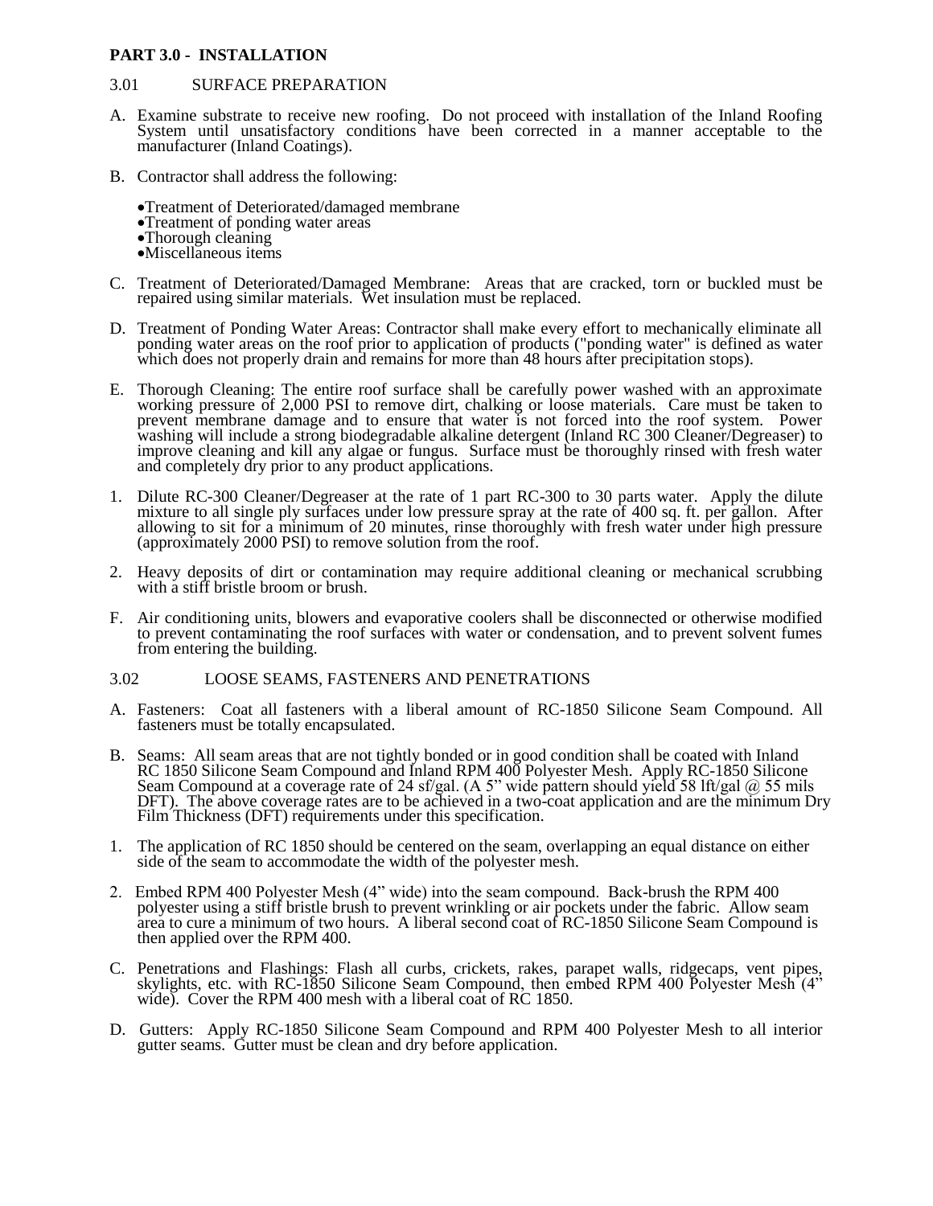## PART 3.0 - INSTALLATION

### 3.01 SURFACE PREPARATION

A. Examine substrate to receive new roofing. Do not proceed with installation of the Inland Roofing System until unsatisfactory conditions have been corrected in a manner acceptable to the manufacturer (Inland Coatings).

B. Contractor shall address the following:

- Treatment of Deteriorated/damaged membrane
- Treatment of ponding water areas
- Thorough cleaning
- Miscellaneous items

C. Treatment of Deteriorated/Damaged Membrane: Areas that are cracked, torn or buckled must be repaired using similar materials. Wet insulation must be replaced.

D. Treatment of Ponding Water Areas: Contractor shall make every effort to mechanically eliminate all ponding water areas on the roof prior to application of products ("ponding water" is defined as water which does not properly drain and remains for more than 48 hours after precipitation stops).

E. Thorough Cleaning: The entire roof surface shall be carefully power washed with an approximate working pressure of 2,000 PSI to remove dirt, chalking or loose materials. Care must be taken to prevent membrane damage and to ensure that water is not forced into the roof system. Power washing will include a strong biodegradable alkaline detergent (Inland RC 300 Cleaner/Degreaser) to improve cleaning and kill any algae or fungus. Surface must be thoroughly rinsed with fresh water and completely dry prior to any product applications.

1. Dilute RC-300 Cleaner/Degreaser at the rate of 1 part RC-300 to 30 parts water. Apply the dilute mixture to all single ply surfaces under low pressure spray at the rate of 400 sq. ft. per gallon. After allowing to sit for a minimum of 20 minutes, rinse thoroughly with fresh water under high pressure (approximately 2000 PSI) to remove solution from the roof.

2. Heavy deposits of dirt or contamination may require additional cleaning or mechanical scrubbing with a stiff bristle broom or brush.

F. Air conditioning units, blowers and evaporative coolers shall be disconnected or otherwise modified to prevent contaminating the roof surfaces with water or condensation, and to prevent solvent fumes from entering the building.

### 3.02 LOOSE SEAMS, FASTENERS AND PENETRATIONS

A. Fasteners: Coat all fasteners with a liberal amount of RC-1850 Silicone Seam Compound. All fasteners must be totally encapsulated.

B. Seams: All seam areas that are not tightly bonded or in good condition shall be coated with Inland RC 1850 Silicone Seam Compound and Inland RPM 400 Polyester Mesh. Apply RC-1850 Silicone Seam Compound at a coverage rate of 24 sf/gal. (A 5" wide pattern should yield 58 lft/gal @ 55 mils DFT). The above coverage rates are to be achieved in a two-coat application and are the minimum Dry Film Thickness (DFT) requirements under this specification.

1. The application of RC 1850 should be centered on the seam, overlapping an equal distance on either side of the seam to accommodate the width of the polyester mesh.

2. Embed RPM 400 Polyester Mesh (4" wide) into the seam compound. Back-brush the RPM 400 polyester using a stiff bristle brush to prevent wrinkling or air pockets under the fabric. Allow seam area to cure a minimum of two hours. A liberal second coat of RC-1850 Silicone Seam Compound is then applied over the RPM 400.

C. Penetrations and Flashings: Flash all curbs, crickets, rakes, parapet walls, ridgecaps, vent pipes, skylights, etc. with RC-1850 Silicone Seam Compound, then embed RPM 400 Polyester Mesh (4" wide). Cover the RPM 400 mesh with a liberal coat of RC 1850.

D. Gutters: Apply RC-1850 Silicone Seam Compound and RPM 400 Polyester Mesh to all interior gutter seams. Gutter must be clean and dry before application.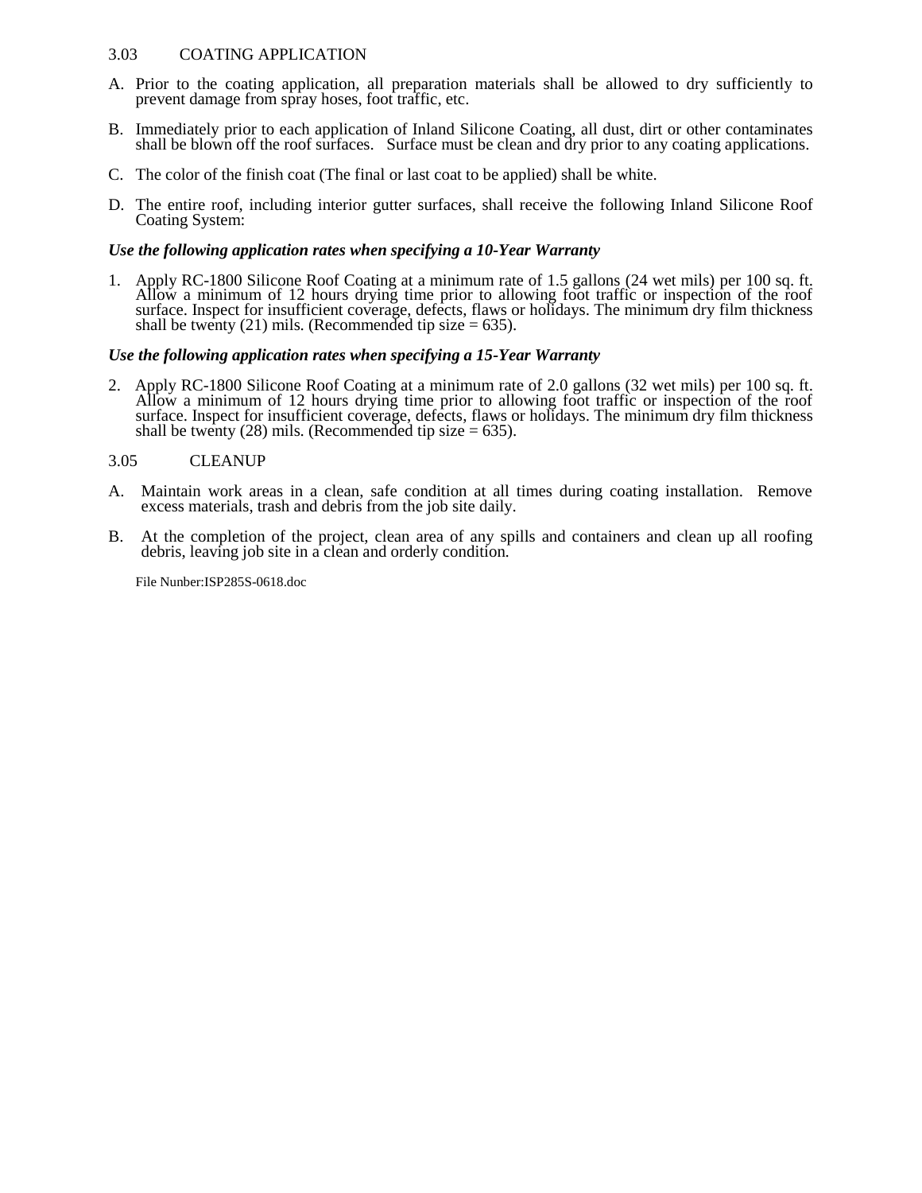## 3.03 COATING APPLICATION

A. Prior to the coating application, all preparation materials shall be allowed to dry sufficiently to prevent damage from spray hoses, foot traffic, etc.

B. Immediately prior to each application of Inland Silicone Coating, all dust, dirt or other contaminates shall be blown off the roof surfaces. Surface must be clean and dry prior to any coating applications.

C. The color of the finish coat (The final or last coat to be applied) shall be white.

D. The entire roof, including interior gutter surfaces, shall receive the following Inland Silicone Roof Coating System:

***Use the following application rates when specifying a 10-Year Warranty***

1. Apply RC-1800 Silicone Roof Coating at a minimum rate of 1.5 gallons (24 wet mils) per 100 sq. ft. Allow a minimum of 12 hours drying time prior to allowing foot traffic or inspection of the roof surface. Inspect for insufficient coverage, defects, flaws or holidays. The minimum dry film thickness shall be twenty (21) mils. (Recommended tip size = 635).

***Use the following application rates when specifying a 15-Year Warranty***

2. Apply RC-1800 Silicone Roof Coating at a minimum rate of 2.0 gallons (32 wet mils) per 100 sq. ft. Allow a minimum of 12 hours drying time prior to allowing foot traffic or inspection of the roof surface. Inspect for insufficient coverage, defects, flaws or holidays. The minimum dry film thickness shall be twenty (28) mils. (Recommended tip size = 635).

## 3.05 CLEANUP

A. Maintain work areas in a clean, safe condition at all times during coating installation. Remove excess materials, trash and debris from the job site daily.

B. At the completion of the project, clean area of any spills and containers and clean up all roofing debris, leaving job site in a clean and orderly condition.

File Nunber:ISP285S-0618.doc